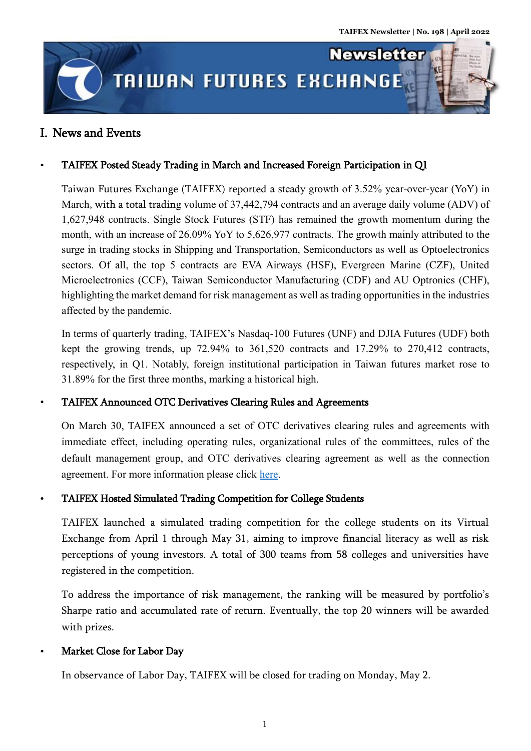# I. News and Events

- **TAIFEX Posted Steady Trading in March and Increased Foreign Participation in Q1**

  Taiwan Futures Exchange (TAIFEX) reported a steady growth of 3.52% year-over-year (YoY) in March, with a total trading volume of 37,442,794 contracts and an average daily volume (ADV) of 1,627,948 contracts. Single Stock Futures (STF) has remained the growth momentum during the month, with an increase of 26.09% YoY to 5,626,977 contracts. The growth mainly attributed to the surge in trading stocks in Shipping and Transportation, Semiconductors as well as Optoelectronics sectors. Of all, the top 5 contracts are EVA Airways (HSF), Evergreen Marine (CZF), United Microelectronics (CCF), Taiwan Semiconductor Manufacturing (CDF) and AU Optronics (CHF), highlighting the market demand for risk management as well as trading opportunities in the industries affected by the pandemic.

  In terms of quarterly trading, TAIFEX's Nasdaq-100 Futures (UNF) and DJIA Futures (UDF) both kept the growing trends, up 72.94% to 361,520 contracts and 17.29% to 270,412 contracts, respectively, in Q1. Notably, foreign institutional participation in Taiwan futures market rose to 31.89% for the first three months, marking a historical high.

- **TAIFEX Announced OTC Derivatives Clearing Rules and Agreements**

  On March 30, TAIFEX announced a set of OTC derivatives clearing rules and agreements with immediate effect, including operating rules, organizational rules of the committees, rules of the default management group, and OTC derivatives clearing agreement as well as the connection agreement. For more information please click here.

- **TAIFEX Hosted Simulated Trading Competition for College Students**

  TAIFEX launched a simulated trading competition for the college students on its Virtual Exchange from April 1 through May 31, aiming to improve financial literacy as well as risk perceptions of young investors. A total of 300 teams from 58 colleges and universities have registered in the competition.

  To address the importance of risk management, the ranking will be measured by portfolio's Sharpe ratio and accumulated rate of return. Eventually, the top 20 winners will be awarded with prizes.

- **Market Close for Labor Day**

  In observance of Labor Day, TAIFEX will be closed for trading on Monday, May 2.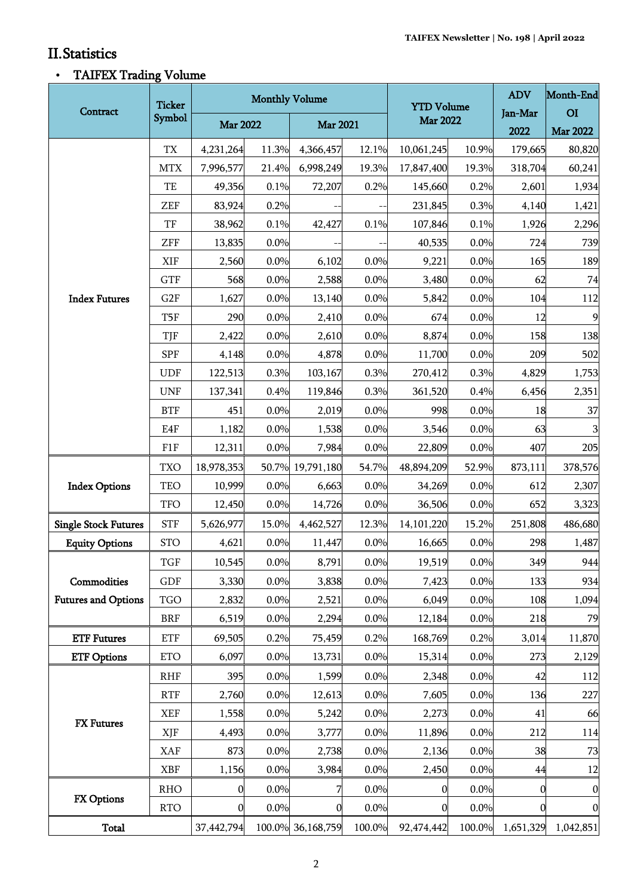## II. Statistics

- **TAIFEX Trading Volume**

| Contract | Ticker Symbol | Monthly Volume | | | | YTD Volume Mar 2022 | | ADV Jan-Mar 2022 | Month-End OI Mar 2022 |
|---|---|---|---|---|---|---|---|---|---|
| | | Mar 2022 | | Mar 2021 | | | | | |
| Index Futures | TX | 4,231,264 | 11.3% | 4,366,457 | 12.1% | 10,061,245 | 10.9% | 179,665 | 80,820 |
| | MTX | 7,996,577 | 21.4% | 6,998,249 | 19.3% | 17,847,400 | 19.3% | 318,704 | 60,241 |
| | TE | 49,356 | 0.1% | 72,207 | 0.2% | 145,660 | 0.2% | 2,601 | 1,934 |
| | ZEF | 83,924 | 0.2% | -- | -- | 231,845 | 0.3% | 4,140 | 1,421 |
| | TF | 38,962 | 0.1% | 42,427 | 0.1% | 107,846 | 0.1% | 1,926 | 2,296 |
| | ZFF | 13,835 | 0.0% | -- | -- | 40,535 | 0.0% | 724 | 739 |
| | XIF | 2,560 | 0.0% | 6,102 | 0.0% | 9,221 | 0.0% | 165 | 189 |
| | GTF | 568 | 0.0% | 2,588 | 0.0% | 3,480 | 0.0% | 62 | 74 |
| | G2F | 1,627 | 0.0% | 13,140 | 0.0% | 5,842 | 0.0% | 104 | 112 |
| | T5F | 290 | 0.0% | 2,410 | 0.0% | 674 | 0.0% | 12 | 9 |
| | TJF | 2,422 | 0.0% | 2,610 | 0.0% | 8,874 | 0.0% | 158 | 138 |
| | SPF | 4,148 | 0.0% | 4,878 | 0.0% | 11,700 | 0.0% | 209 | 502 |
| | UDF | 122,513 | 0.3% | 103,167 | 0.3% | 270,412 | 0.3% | 4,829 | 1,753 |
| | UNF | 137,341 | 0.4% | 119,846 | 0.3% | 361,520 | 0.4% | 6,456 | 2,351 |
| | BTF | 451 | 0.0% | 2,019 | 0.0% | 998 | 0.0% | 18 | 37 |
| | E4F | 1,182 | 0.0% | 1,538 | 0.0% | 3,546 | 0.0% | 63 | 3 |
| | F1F | 12,311 | 0.0% | 7,984 | 0.0% | 22,809 | 0.0% | 407 | 205 |
| Index Options | TXO | 18,978,353 | 50.7% | 19,791,180 | 54.7% | 48,894,209 | 52.9% | 873,111 | 378,576 |
| | TEO | 10,999 | 0.0% | 6,663 | 0.0% | 34,269 | 0.0% | 612 | 2,307 |
| | TFO | 12,450 | 0.0% | 14,726 | 0.0% | 36,506 | 0.0% | 652 | 3,323 |
| Single Stock Futures | STF | 5,626,977 | 15.0% | 4,462,527 | 12.3% | 14,101,220 | 15.2% | 251,808 | 486,680 |
| Equity Options | STO | 4,621 | 0.0% | 11,447 | 0.0% | 16,665 | 0.0% | 298 | 1,487 |
| Commodities Futures and Options | TGF | 10,545 | 0.0% | 8,791 | 0.0% | 19,519 | 0.0% | 349 | 944 |
| | GDF | 3,330 | 0.0% | 3,838 | 0.0% | 7,423 | 0.0% | 133 | 934 |
| | TGO | 2,832 | 0.0% | 2,521 | 0.0% | 6,049 | 0.0% | 108 | 1,094 |
| | BRF | 6,519 | 0.0% | 2,294 | 0.0% | 12,184 | 0.0% | 218 | 79 |
| ETF Futures | ETF | 69,505 | 0.2% | 75,459 | 0.2% | 168,769 | 0.2% | 3,014 | 11,870 |
| ETF Options | ETO | 6,097 | 0.0% | 13,731 | 0.0% | 15,314 | 0.0% | 273 | 2,129 |
| FX Futures | RHF | 395 | 0.0% | 1,599 | 0.0% | 2,348 | 0.0% | 42 | 112 |
| | RTF | 2,760 | 0.0% | 12,613 | 0.0% | 7,605 | 0.0% | 136 | 227 |
| | XEF | 1,558 | 0.0% | 5,242 | 0.0% | 2,273 | 0.0% | 41 | 66 |
| | XJF | 4,493 | 0.0% | 3,777 | 0.0% | 11,896 | 0.0% | 212 | 114 |
| | XAF | 873 | 0.0% | 2,738 | 0.0% | 2,136 | 0.0% | 38 | 73 |
| | XBF | 1,156 | 0.0% | 3,984 | 0.0% | 2,450 | 0.0% | 44 | 12 |
| FX Options | RHO | 0 | 0.0% | 7 | 0.0% | 0 | 0.0% | 0 | 0 |
| | RTO | 0 | 0.0% | 0 | 0.0% | 0 | 0.0% | 0 | 0 |
| Total | | 37,442,794 | 100.0% | 36,168,759 | 100.0% | 92,474,442 | 100.0% | 1,651,329 | 1,042,851 |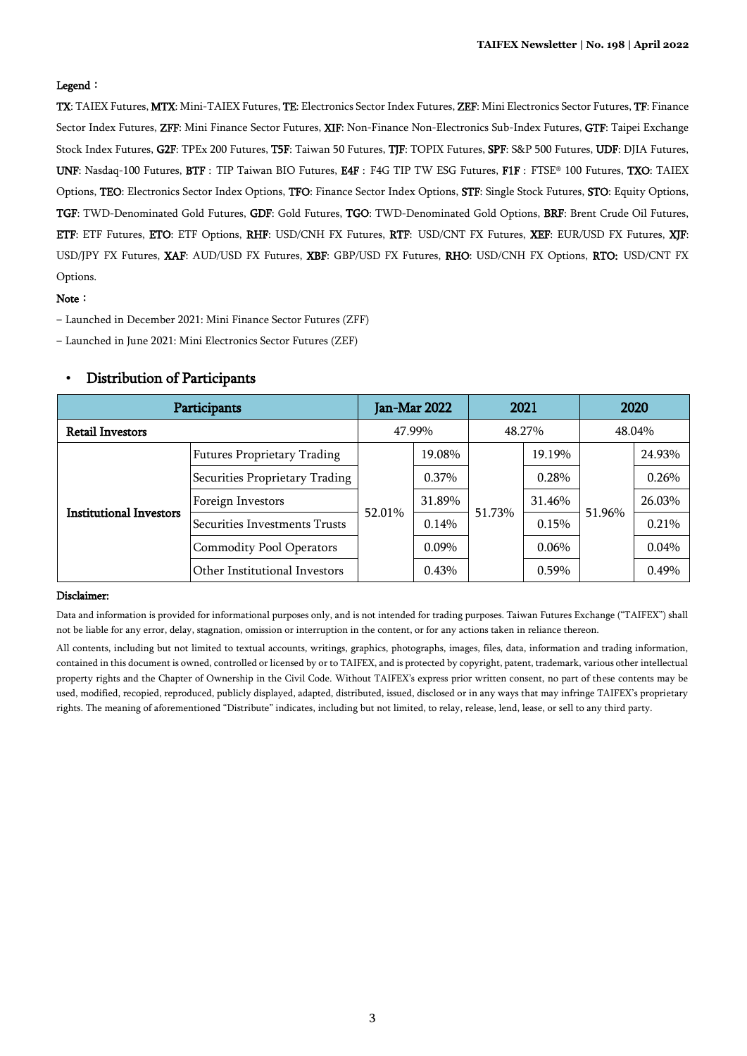**Legend：**

**TX**: TAIEX Futures, **MTX**: Mini-TAIEX Futures, **TE**: Electronics Sector Index Futures, **ZEF**: Mini Electronics Sector Futures, **TF**: Finance Sector Index Futures, **ZFF**: Mini Finance Sector Futures, **XIF**: Non-Finance Non-Electronics Sub-Index Futures, **GTF**: Taipei Exchange Stock Index Futures, **G2F**: TPEx 200 Futures, **T5F**: Taiwan 50 Futures, **TJF**: TOPIX Futures, **SPF**: S&P 500 Futures, **UDF**: DJIA Futures, **UNF**: Nasdaq-100 Futures, **BTF** : TIP Taiwan BIO Futures, **E4F** : F4G TIP TW ESG Futures, **F1F** : FTSE® 100 Futures, **TXO**: TAIEX Options, **TEO**: Electronics Sector Index Options, **TFO**: Finance Sector Index Options, **STF**: Single Stock Futures, **STO**: Equity Options, **TGF**: TWD-Denominated Gold Futures, **GDF**: Gold Futures, **TGO**: TWD-Denominated Gold Options, **BRF**: Brent Crude Oil Futures, **ETF**: ETF Futures, **ETO**: ETF Options, **RHF**: USD/CNH FX Futures, **RTF**: USD/CNT FX Futures, **XEF**: EUR/USD FX Futures, **XJF**: USD/JPY FX Futures, **XAF**: AUD/USD FX Futures, **XBF**: GBP/USD FX Futures, **RHO**: USD/CNH FX Options, **RTO:** USD/CNT FX Options.

**Note：**

– Launched in December 2021: Mini Finance Sector Futures (ZFF)

– Launched in June 2021: Mini Electronics Sector Futures (ZEF)

## • Distribution of Participants

| Participants | | Jan-Mar 2022 | | 2021 | | 2020 | |
|---|---|---|---|---|---|---|---|
| **Retail Investors** | | 47.99% | | 48.27% | | 48.04% | |
| **Institutional Investors** | Futures Proprietary Trading | 52.01% | 19.08% | 51.73% | 19.19% | 51.96% | 24.93% |
| | Securities Proprietary Trading | | 0.37% | | 0.28% | | 0.26% |
| | Foreign Investors | | 31.89% | | 31.46% | | 26.03% |
| | Securities Investments Trusts | | 0.14% | | 0.15% | | 0.21% |
| | Commodity Pool Operators | | 0.09% | | 0.06% | | 0.04% |
| | Other Institutional Investors | | 0.43% | | 0.59% | | 0.49% |

**Disclaimer:**

Data and information is provided for informational purposes only, and is not intended for trading purposes. Taiwan Futures Exchange ("TAIFEX") shall not be liable for any error, delay, stagnation, omission or interruption in the content, or for any actions taken in reliance thereon.

All contents, including but not limited to textual accounts, writings, graphics, photographs, images, files, data, information and trading information, contained in this document is owned, controlled or licensed by or to TAIFEX, and is protected by copyright, patent, trademark, various other intellectual property rights and the Chapter of Ownership in the Civil Code. Without TAIFEX's express prior written consent, no part of these contents may be used, modified, recopied, reproduced, publicly displayed, adapted, distributed, issued, disclosed or in any ways that may infringe TAIFEX's proprietary rights. The meaning of aforementioned "Distribute" indicates, including but not limited, to relay, release, lend, lease, or sell to any third party.